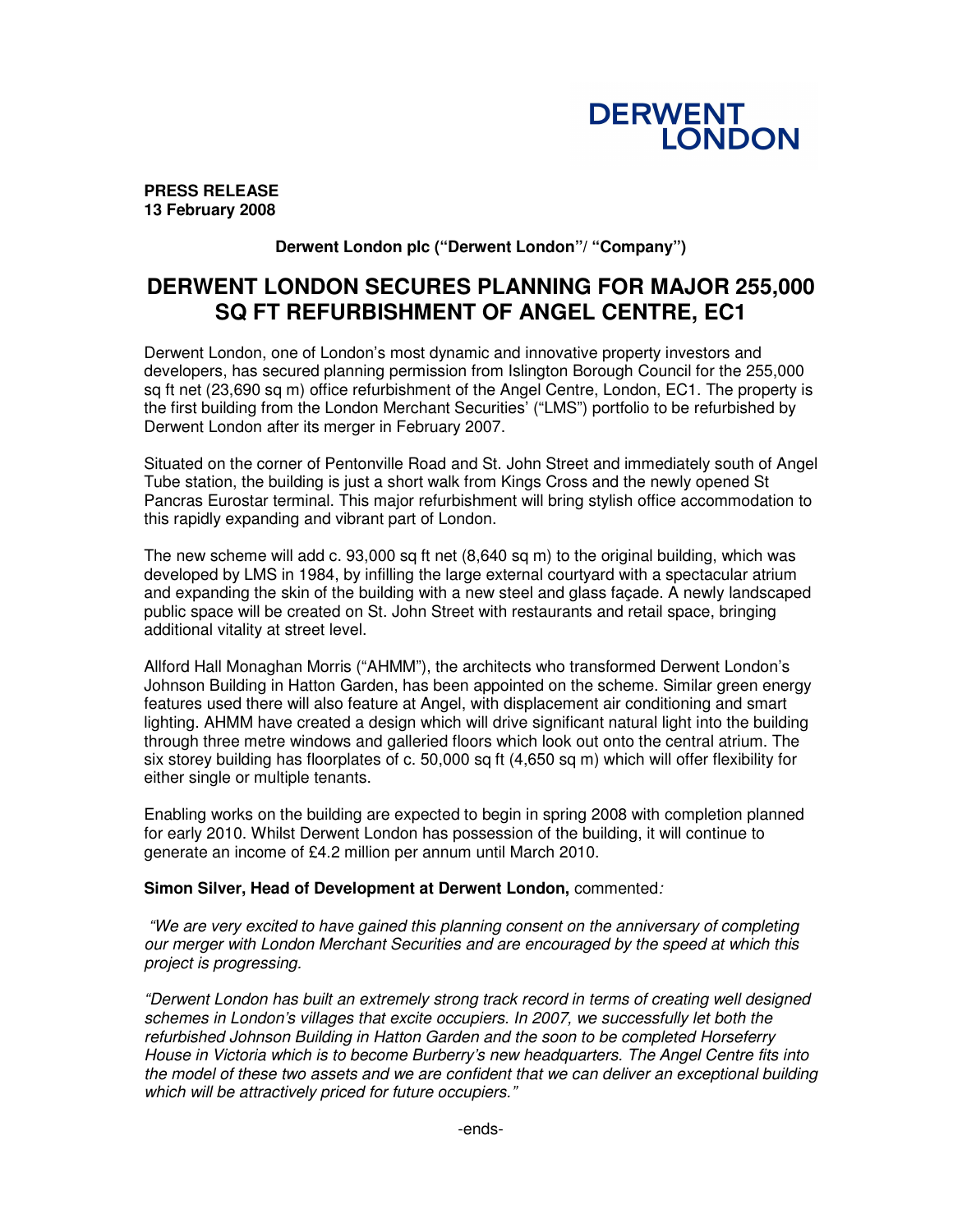DERWENT LONDON

**PRESS RELEASE**
**13 February 2008**

**Derwent London plc ("Derwent London"/ "Company")**

# DERWENT LONDON SECURES PLANNING FOR MAJOR 255,000 SQ FT REFURBISHMENT OF ANGEL CENTRE, EC1

Derwent London, one of London's most dynamic and innovative property investors and developers, has secured planning permission from Islington Borough Council for the 255,000 sq ft net (23,690 sq m) office refurbishment of the Angel Centre, London, EC1. The property is the first building from the London Merchant Securities' ("LMS") portfolio to be refurbished by Derwent London after its merger in February 2007.

Situated on the corner of Pentonville Road and St. John Street and immediately south of Angel Tube station, the building is just a short walk from Kings Cross and the newly opened St Pancras Eurostar terminal. This major refurbishment will bring stylish office accommodation to this rapidly expanding and vibrant part of London.

The new scheme will add c. 93,000 sq ft net (8,640 sq m) to the original building, which was developed by LMS in 1984, by infilling the large external courtyard with a spectacular atrium and expanding the skin of the building with a new steel and glass façade. A newly landscaped public space will be created on St. John Street with restaurants and retail space, bringing additional vitality at street level.

Allford Hall Monaghan Morris ("AHMM"), the architects who transformed Derwent London's Johnson Building in Hatton Garden, has been appointed on the scheme. Similar green energy features used there will also feature at Angel, with displacement air conditioning and smart lighting. AHMM have created a design which will drive significant natural light into the building through three metre windows and galleried floors which look out onto the central atrium. The six storey building has floorplates of c. 50,000 sq ft (4,650 sq m) which will offer flexibility for either single or multiple tenants.

Enabling works on the building are expected to begin in spring 2008 with completion planned for early 2010. Whilst Derwent London has possession of the building, it will continue to generate an income of £4.2 million per annum until March 2010.

**Simon Silver, Head of Development at Derwent London,** commented:

*"We are very excited to have gained this planning consent on the anniversary of completing our merger with London Merchant Securities and are encouraged by the speed at which this project is progressing.*

*"Derwent London has built an extremely strong track record in terms of creating well designed schemes in London's villages that excite occupiers. In 2007, we successfully let both the refurbished Johnson Building in Hatton Garden and the soon to be completed Horseferry House in Victoria which is to become Burberry's new headquarters. The Angel Centre fits into the model of these two assets and we are confident that we can deliver an exceptional building which will be attractively priced for future occupiers."*

-ends-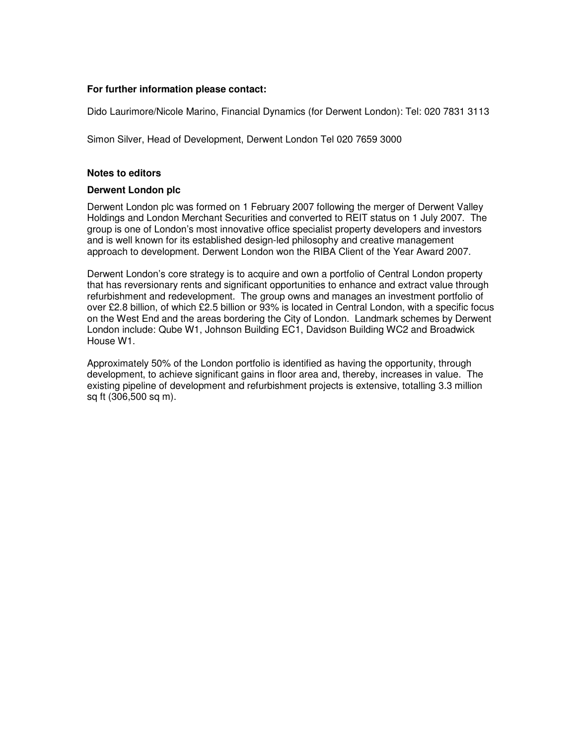**For further information please contact:**

Dido Laurimore/Nicole Marino, Financial Dynamics (for Derwent London): Tel: 020 7831 3113

Simon Silver, Head of Development, Derwent London Tel 020 7659 3000

**Notes to editors**

**Derwent London plc**

Derwent London plc was formed on 1 February 2007 following the merger of Derwent Valley Holdings and London Merchant Securities and converted to REIT status on 1 July 2007. The group is one of London's most innovative office specialist property developers and investors and is well known for its established design-led philosophy and creative management approach to development. Derwent London won the RIBA Client of the Year Award 2007.

Derwent London's core strategy is to acquire and own a portfolio of Central London property that has reversionary rents and significant opportunities to enhance and extract value through refurbishment and redevelopment. The group owns and manages an investment portfolio of over £2.8 billion, of which £2.5 billion or 93% is located in Central London, with a specific focus on the West End and the areas bordering the City of London. Landmark schemes by Derwent London include: Qube W1, Johnson Building EC1, Davidson Building WC2 and Broadwick House W1.

Approximately 50% of the London portfolio is identified as having the opportunity, through development, to achieve significant gains in floor area and, thereby, increases in value. The existing pipeline of development and refurbishment projects is extensive, totalling 3.3 million sq ft (306,500 sq m).